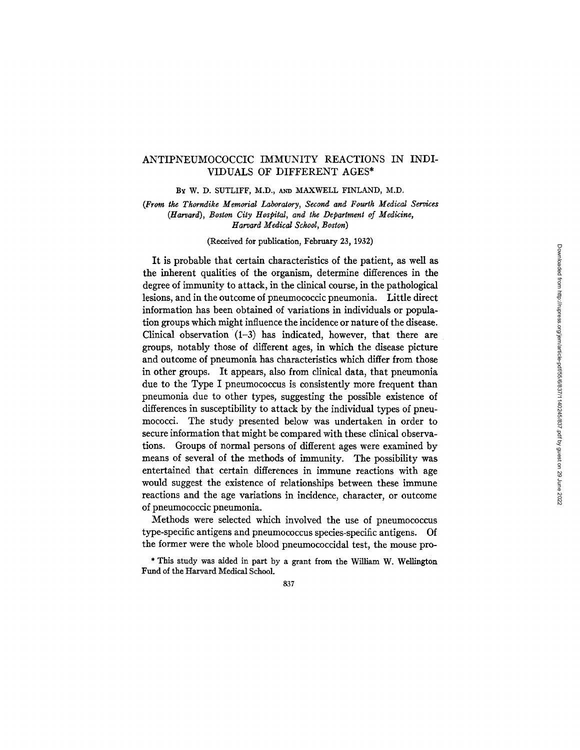# ANTIPNEUMOCOCCIC IMMUNITY REACTIONS IN INDIVIDUALS OF DIFFERENT AGES*

By W. D. SUTLIFF, M.D., AND MAXWELL FINLAND, M.D.

*(From the Thorndike Memorial Laboratory, Second and Fourth Medical Services (Harvard), Boston City Hospital, and the Department of Medicine, Harvard Medical School, Boston)*

(Received for publication, February 23, 1932)

It is probable that certain characteristics of the patient, as well as the inherent qualities of the organism, determine differences in the degree of immunity to attack, in the clinical course, in the pathological lesions, and in the outcome of pneumococcic pneumonia. Little direct information has been obtained of variations in individuals or population groups which might influence the incidence or nature of the disease. Clinical observation (1–3) has indicated, however, that there are groups, notably those of different ages, in which the disease picture and outcome of pneumonia has characteristics which differ from those in other groups. It appears, also from clinical data, that pneumonia due to the Type I pneumococcus is consistently more frequent than pneumonia due to other types, suggesting the possible existence of differences in susceptibility to attack by the individual types of pneumococci. The study presented below was undertaken in order to secure information that might be compared with these clinical observations. Groups of normal persons of different ages were examined by means of several of the methods of immunity. The possibility was entertained that certain differences in immune reactions with age would suggest the existence of relationships between these immune reactions and the age variations in incidence, character, or outcome of pneumococcic pneumonia.

Methods were selected which involved the use of pneumococcus type-specific antigens and pneumococcus species-specific antigens. Of the former were the whole blood pneumococcidal test, the mouse pro-

* This study was aided in part by a grant from the William W. Wellington Fund of the Harvard Medical School.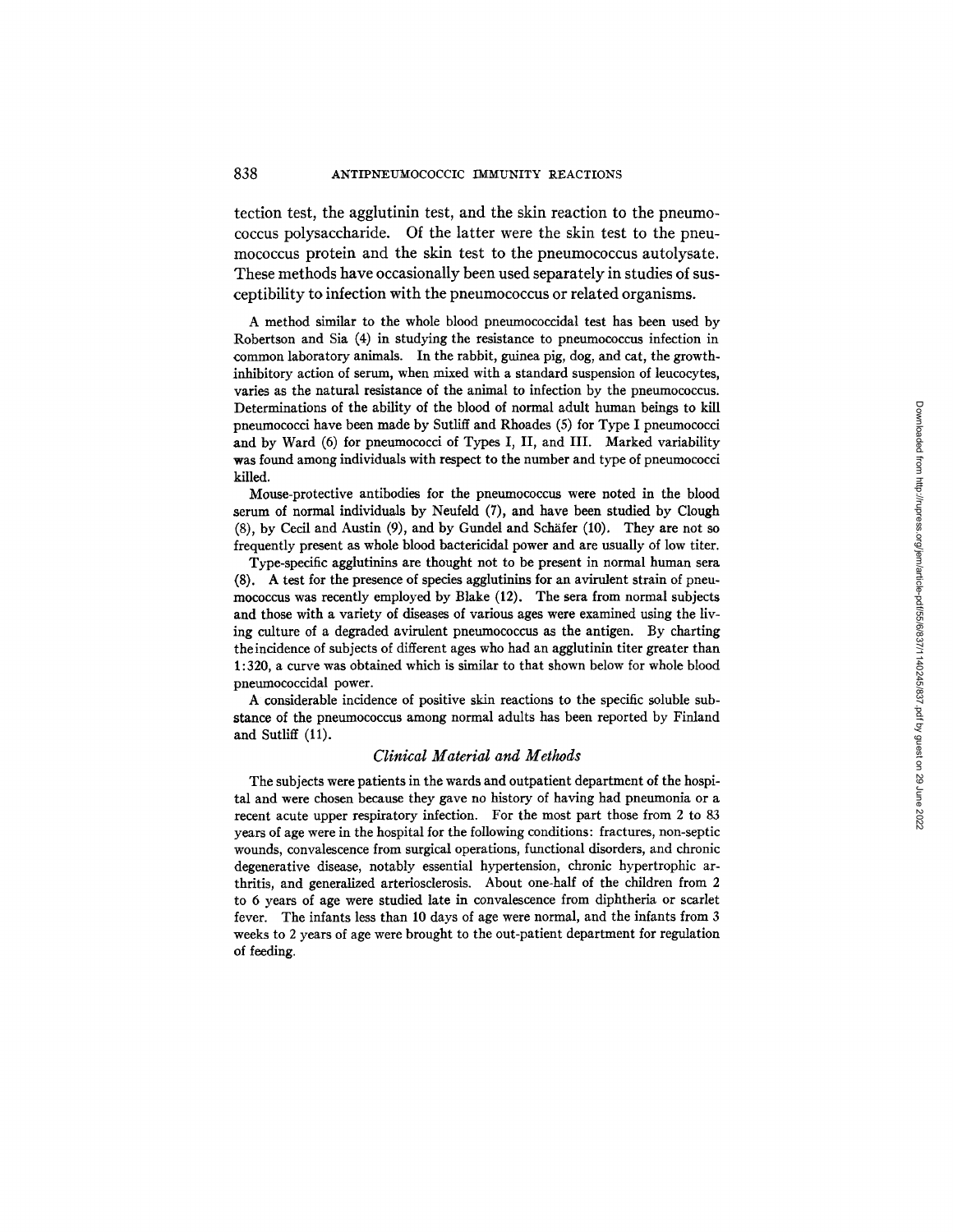tection test, the agglutinin test, and the skin reaction to the pneumococcus polysaccharide. Of the latter were the skin test to the pneumococcus protein and the skin test to the pneumococcus autolysate. These methods have occasionally been used separately in studies of susceptibility to infection with the pneumococcus or related organisms.

A method similar to the whole blood pneumococcidal test has been used by Robertson and Sia (4) in studying the resistance to pneumococcus infection in common laboratory animals. In the rabbit, guinea pig, dog, and cat, the growth-inhibitory action of serum, when mixed with a standard suspension of leucocytes, varies as the natural resistance of the animal to infection by the pneumococcus. Determinations of the ability of the blood of normal adult human beings to kill pneumococci have been made by Sutliff and Rhoades (5) for Type I pneumococci and by Ward (6) for pneumococci of Types I, II, and III. Marked variability was found among individuals with respect to the number and type of pneumococci killed.

Mouse-protective antibodies for the pneumococcus were noted in the blood serum of normal individuals by Neufeld (7), and have been studied by Clough (8), by Cecil and Austin (9), and by Gundel and Schäfer (10). They are not so frequently present as whole blood bactericidal power and are usually of low titer.

Type-specific agglutinins are thought not to be present in normal human sera (8). A test for the presence of species agglutinins for an avirulent strain of pneumococcus was recently employed by Blake (12). The sera from normal subjects and those with a variety of diseases of various ages were examined using the living culture of a degraded avirulent pneumococcus as the antigen. By charting the incidence of subjects of different ages who had an agglutinin titer greater than 1:320, a curve was obtained which is similar to that shown below for whole blood pneumococcidal power.

A considerable incidence of positive skin reactions to the specific soluble substance of the pneumococcus among normal adults has been reported by Finland and Sutliff (11).

### *Clinical Material and Methods*

The subjects were patients in the wards and outpatient department of the hospital and were chosen because they gave no history of having had pneumonia or a recent acute upper respiratory infection. For the most part those from 2 to 83 years of age were in the hospital for the following conditions: fractures, non-septic wounds, convalescence from surgical operations, functional disorders, and chronic degenerative disease, notably essential hypertension, chronic hypertrophic arthritis, and generalized arteriosclerosis. About one-half of the children from 2 to 6 years of age were studied late in convalescence from diphtheria or scarlet fever. The infants less than 10 days of age were normal, and the infants from 3 weeks to 2 years of age were brought to the out-patient department for regulation of feeding.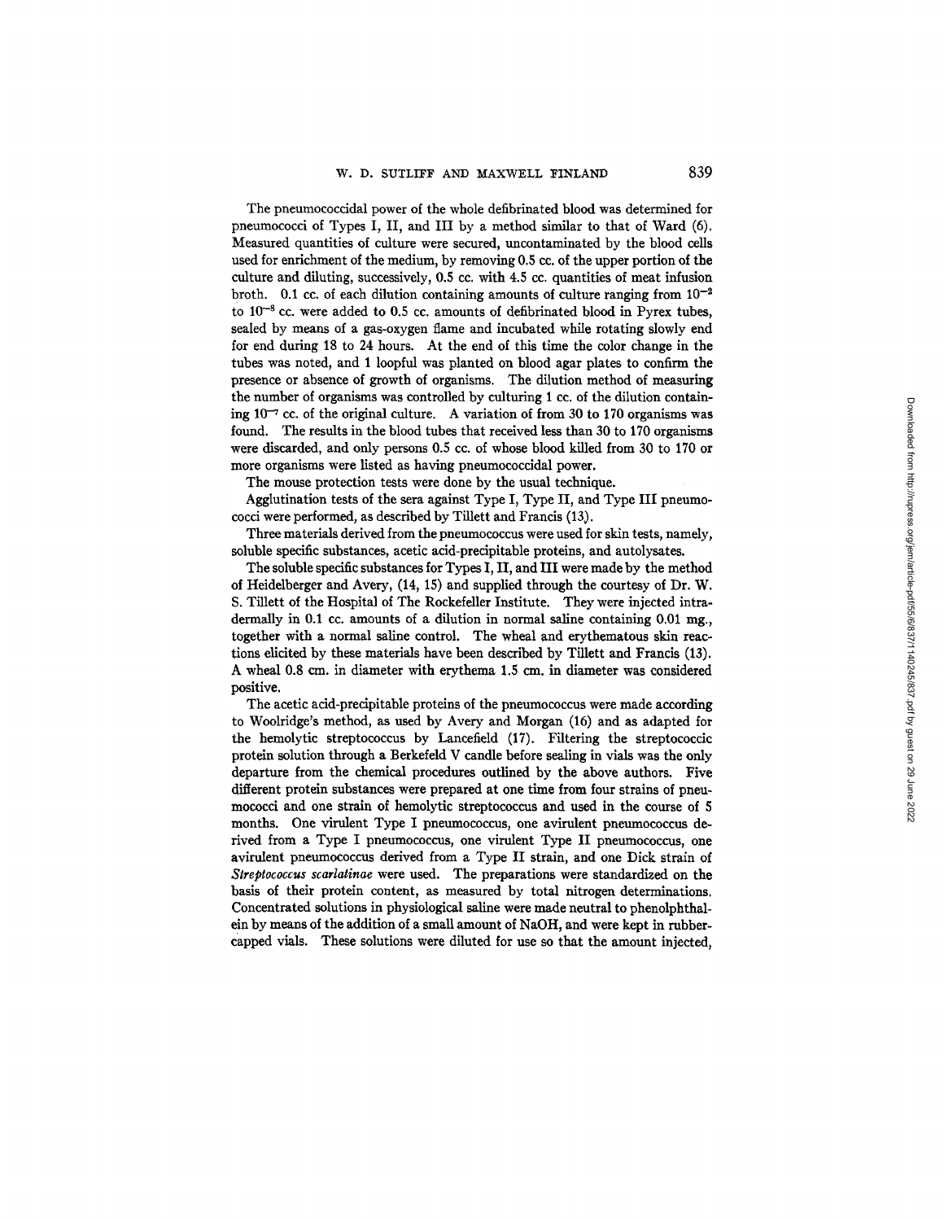The pneumococcidal power of the whole defibrinated blood was determined for pneumococci of Types I, II, and III by a method similar to that of Ward (6). Measured quantities of culture were secured, uncontaminated by the blood cells used for enrichment of the medium, by removing 0.5 cc. of the upper portion of the culture and diluting, successively, 0.5 cc. with 4.5 cc. quantities of meat infusion broth. 0.1 cc. of each dilution containing amounts of culture ranging from $10^{-2}$ to $10^{-8}$ cc. were added to 0.5 cc. amounts of defibrinated blood in Pyrex tubes, sealed by means of a gas-oxygen flame and incubated while rotating slowly end for end during 18 to 24 hours. At the end of this time the color change in the tubes was noted, and 1 loopful was planted on blood agar plates to confirm the presence or absence of growth of organisms. The dilution method of measuring the number of organisms was controlled by culturing 1 cc. of the dilution containing $10^{-7}$ cc. of the original culture. A variation of from 30 to 170 organisms was found. The results in the blood tubes that received less than 30 to 170 organisms were discarded, and only persons 0.5 cc. of whose blood killed from 30 to 170 or more organisms were listed as having pneumococcidal power.

The mouse protection tests were done by the usual technique.

Agglutination tests of the sera against Type I, Type II, and Type III pneumococci were performed, as described by Tillett and Francis (13).

Three materials derived from the pneumococcus were used for skin tests, namely, soluble specific substances, acetic acid-precipitable proteins, and autolysates.

The soluble specific substances for Types I, II, and III were made by the method of Heidelberger and Avery, (14, 15) and supplied through the courtesy of Dr. W. S. Tillett of the Hospital of The Rockefeller Institute. They were injected intradermally in 0.1 cc. amounts of a dilution in normal saline containing 0.01 mg., together with a normal saline control. The wheal and erythematous skin reactions elicited by these materials have been described by Tillett and Francis (13). A wheal 0.8 cm. in diameter with erythema 1.5 cm. in diameter was considered positive.

The acetic acid-precipitable proteins of the pneumococcus were made according to Woolridge's method, as used by Avery and Morgan (16) and as adapted for the hemolytic streptococcus by Lancefield (17). Filtering the streptococcic protein solution through a Berkefeld V candle before sealing in vials was the only departure from the chemical procedures outlined by the above authors. Five different protein substances were prepared at one time from four strains of pneumococci and one strain of hemolytic streptococcus and used in the course of 5 months. One virulent Type I pneumococcus, one avirulent pneumococcus derived from a Type I pneumococcus, one virulent Type II pneumococcus, one avirulent pneumococcus derived from a Type II strain, and one Dick strain of *Streptococcus scarlatinae* were used. The preparations were standardized on the basis of their protein content, as measured by total nitrogen determinations. Concentrated solutions in physiological saline were made neutral to phenolphthalein by means of the addition of a small amount of NaOH, and were kept in rubber-capped vials. These solutions were diluted for use so that the amount injected,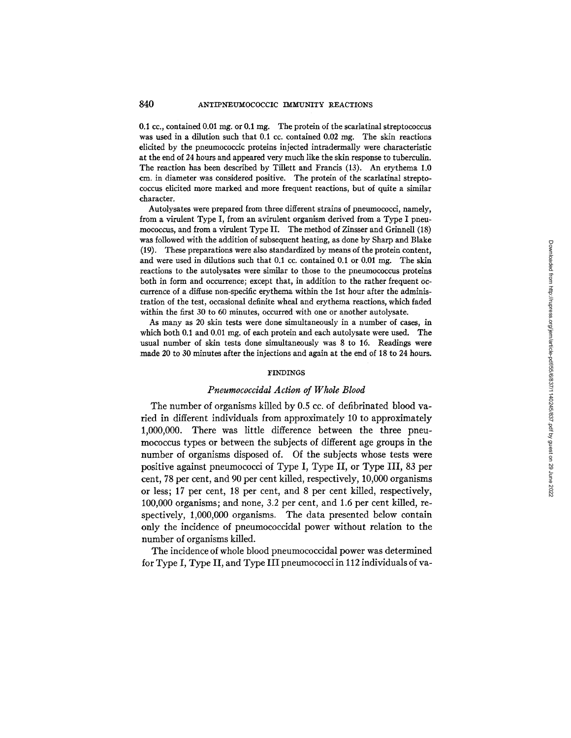0.1 cc., contained 0.01 mg. or 0.1 mg. The protein of the scarlatinal streptococcus was used in a dilution such that 0.1 cc. contained 0.02 mg. The skin reactions elicited by the pneumococcic proteins injected intradermally were characteristic at the end of 24 hours and appeared very much like the skin response to tuberculin. The reaction has been described by Tillett and Francis (13). An erythema 1.0 cm. in diameter was considered positive. The protein of the scarlatinal streptococcus elicited more marked and more frequent reactions, but of quite a similar character.

Autolysates were prepared from three different strains of pneumococci, namely, from a virulent Type I, from an avirulent organism derived from a Type I pneumococcus, and from a virulent Type II. The method of Zinsser and Grinnell (18) was followed with the addition of subsequent heating, as done by Sharp and Blake (19). These preparations were also standardized by means of the protein content, and were used in dilutions such that 0.1 cc. contained 0.1 or 0.01 mg. The skin reactions to the autolysates were similar to those to the pneumococcus proteins both in form and occurrence; except that, in addition to the rather frequent occurrence of a diffuse non-specific erythema within the 1st hour after the administration of the test, occasional definite wheal and erythema reactions, which faded within the first 30 to 60 minutes, occurred with one or another autolysate.

As many as 20 skin tests were done simultaneously in a number of cases, in which both 0.1 and 0.01 mg. of each protein and each autolysate were used. The usual number of skin tests done simultaneously was 8 to 16. Readings were made 20 to 30 minutes after the injections and again at the end of 18 to 24 hours.

## FINDINGS

### *Pneumococcidal Action of Whole Blood*

The number of organisms killed by 0.5 cc. of defibrinated blood varied in different individuals from approximately 10 to approximately 1,000,000. There was little difference between the three pneumococcus types or between the subjects of different age groups in the number of organisms disposed of. Of the subjects whose tests were positive against pneumococci of Type I, Type II, or Type III, 83 per cent, 78 per cent, and 90 per cent killed, respectively, 10,000 organisms or less; 17 per cent, 18 per cent, and 8 per cent killed, respectively, 100,000 organisms; and none, 3.2 per cent, and 1.6 per cent killed, respectively, 1,000,000 organisms. The data presented below contain only the incidence of pneumococcidal power without relation to the number of organisms killed.

The incidence of whole blood pneumococcidal power was determined for Type I, Type II, and Type III pneumococci in 112 individuals of va-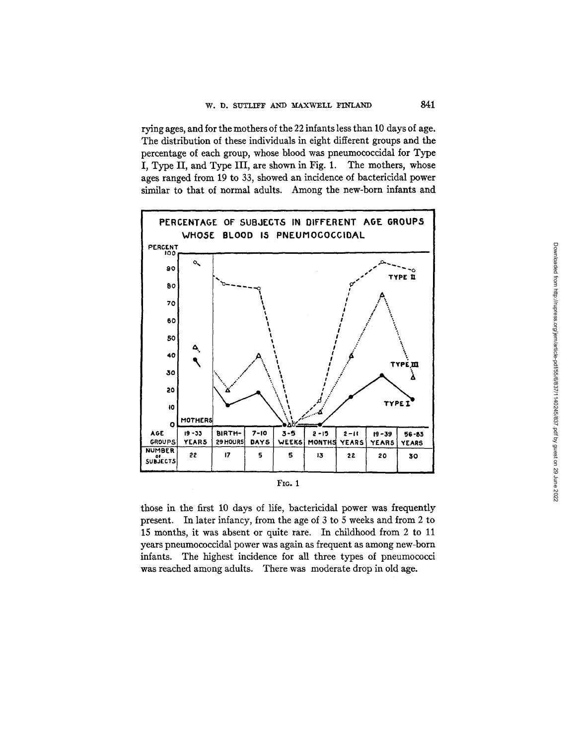rying ages, and for the mothers of the 22 infants less than 10 days of age. The distribution of these individuals in eight different groups and the percentage of each group, whose blood was pneumococcidal for Type I, Type II, and Type III, are shown in Fig. 1. The mothers, whose ages ranged from 19 to 33, showed an incidence of bactericidal power similar to that of normal adults. Among the new-born infants and

FIG. 1

those in the first 10 days of life, bactericidal power was frequently present. In later infancy, from the age of 3 to 5 weeks and from 2 to 15 months, it was absent or quite rare. In childhood from 2 to 11 years pneumococcidal power was again as frequent as among new-born infants. The highest incidence for all three types of pneumococci was reached among adults. There was moderate drop in old age.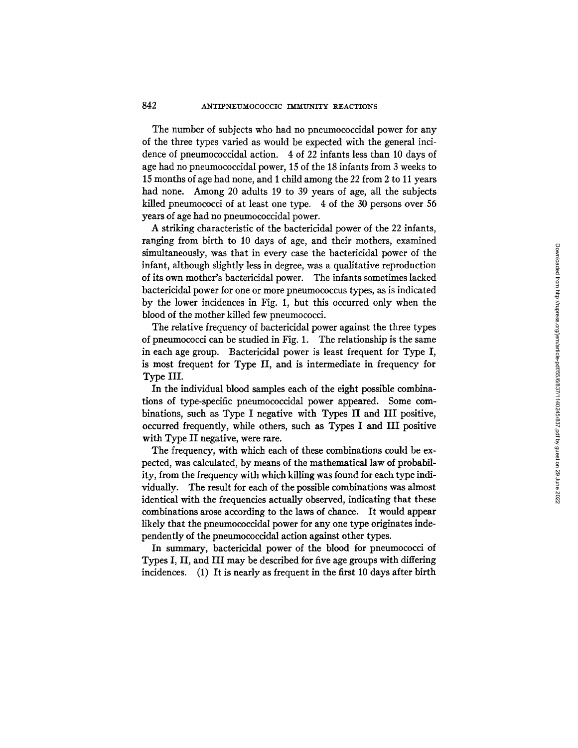The number of subjects who had no pneumococcidal power for any of the three types varied as would be expected with the general incidence of pneumococcidal action. 4 of 22 infants less than 10 days of age had no pneumococcidal power, 15 of the 18 infants from 3 weeks to 15 months of age had none, and 1 child among the 22 from 2 to 11 years had none. Among 20 adults 19 to 39 years of age, all the subjects killed pneumococci of at least one type. 4 of the 30 persons over 56 years of age had no pneumococcidal power.

A striking characteristic of the bactericidal power of the 22 infants, ranging from birth to 10 days of age, and their mothers, examined simultaneously, was that in every case the bactericidal power of the infant, although slightly less in degree, was a qualitative reproduction of its own mother's bactericidal power. The infants sometimes lacked bactericidal power for one or more pneumococcus types, as is indicated by the lower incidences in Fig. 1, but this occurred only when the blood of the mother killed few pneumococci.

The relative frequency of bactericidal power against the three types of pneumococci can be studied in Fig. 1. The relationship is the same in each age group. Bactericidal power is least frequent for Type I, is most frequent for Type II, and is intermediate in frequency for Type III.

In the individual blood samples each of the eight possible combinations of type-specific pneumococcidal power appeared. Some combinations, such as Type I negative with Types II and III positive, occurred frequently, while others, such as Types I and III positive with Type II negative, were rare.

The frequency, with which each of these combinations could be expected, was calculated, by means of the mathematical law of probability, from the frequency with which killing was found for each type individually. The result for each of the possible combinations was almost identical with the frequencies actually observed, indicating that these combinations arose according to the laws of chance. It would appear likely that the pneumococcidal power for any one type originates independently of the pneumococcidal action against other types.

In summary, bactericidal power of the blood for pneumococci of Types I, II, and III may be described for five age groups with differing incidences. (1) It is nearly as frequent in the first 10 days after birth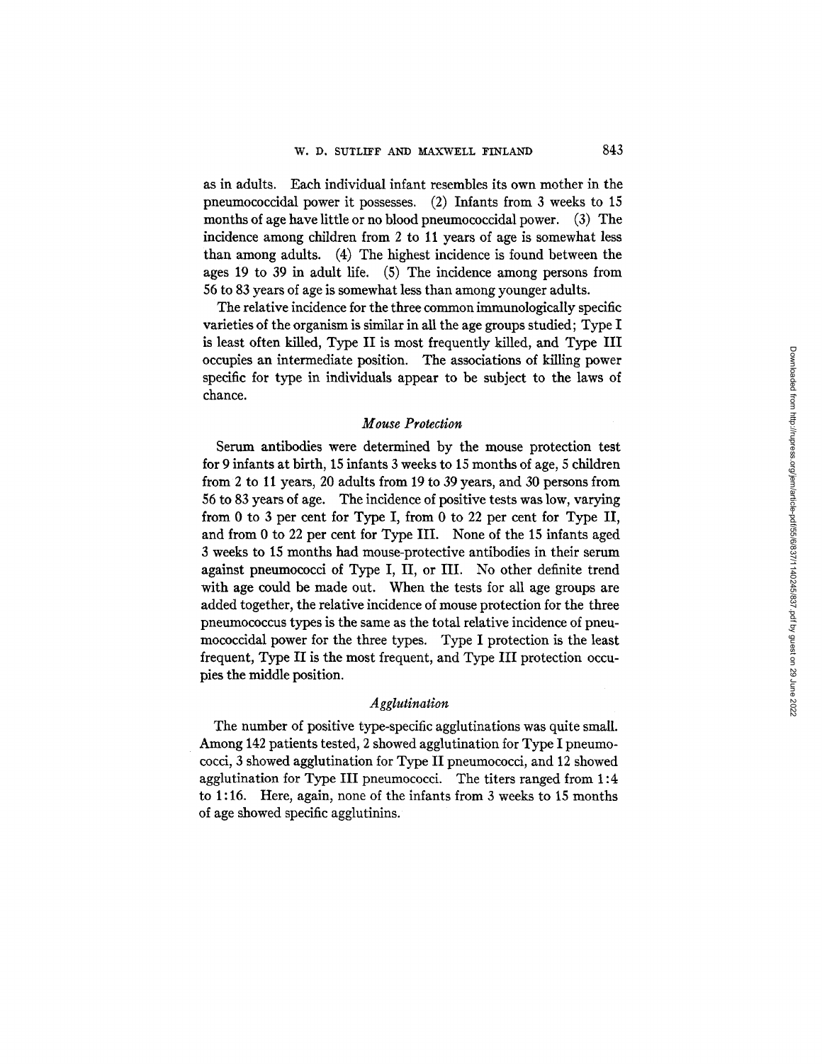as in adults. Each individual infant resembles its own mother in the pneumococcidal power it possesses. (2) Infants from 3 weeks to 15 months of age have little or no blood pneumococcidal power. (3) The incidence among children from 2 to 11 years of age is somewhat less than among adults. (4) The highest incidence is found between the ages 19 to 39 in adult life. (5) The incidence among persons from 56 to 83 years of age is somewhat less than among younger adults.

The relative incidence for the three common immunologically specific varieties of the organism is similar in all the age groups studied; Type I is least often killed, Type II is most frequently killed, and Type III occupies an intermediate position. The associations of killing power specific for type in individuals appear to be subject to the laws of chance.

### *Mouse Protection*

Serum antibodies were determined by the mouse protection test for 9 infants at birth, 15 infants 3 weeks to 15 months of age, 5 children from 2 to 11 years, 20 adults from 19 to 39 years, and 30 persons from 56 to 83 years of age. The incidence of positive tests was low, varying from 0 to 3 per cent for Type I, from 0 to 22 per cent for Type II, and from 0 to 22 per cent for Type III. None of the 15 infants aged 3 weeks to 15 months had mouse-protective antibodies in their serum against pneumococci of Type I, II, or III. No other definite trend with age could be made out. When the tests for all age groups are added together, the relative incidence of mouse protection for the three pneumococcus types is the same as the total relative incidence of pneumococcidal power for the three types. Type I protection is the least frequent, Type II is the most frequent, and Type III protection occupies the middle position.

### *Agglutination*

The number of positive type-specific agglutinations was quite small. Among 142 patients tested, 2 showed agglutination for Type I pneumococci, 3 showed agglutination for Type II pneumococci, and 12 showed agglutination for Type III pneumococci. The titers ranged from 1:4 to 1:16. Here, again, none of the infants from 3 weeks to 15 months of age showed specific agglutinins.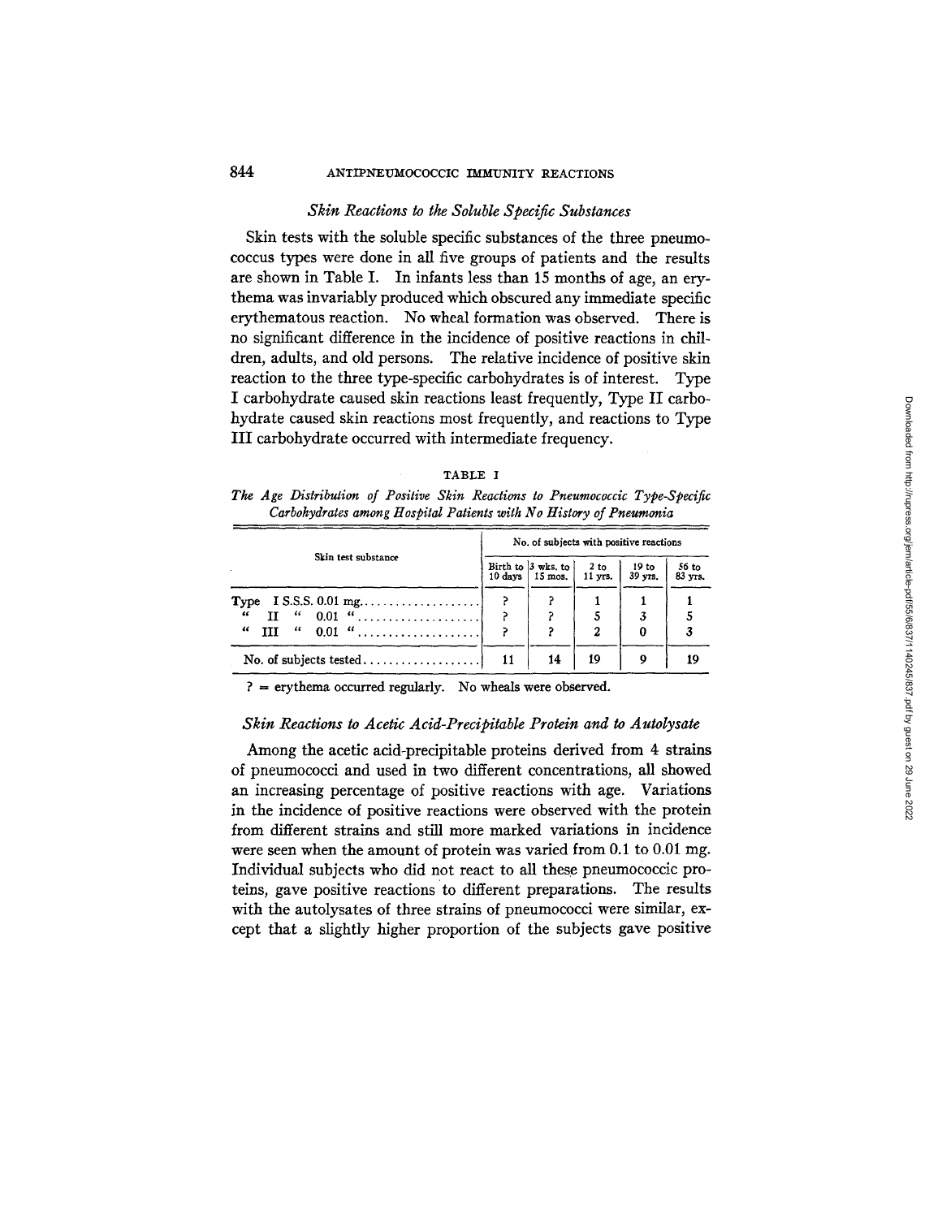### *Skin Reactions to the Soluble Specific Substances*

Skin tests with the soluble specific substances of the three pneumococcus types were done in all five groups of patients and the results are shown in Table I. In infants less than 15 months of age, an erythema was invariably produced which obscured any immediate specific erythematous reaction. No wheal formation was observed. There is no significant difference in the incidence of positive reactions in children, adults, and old persons. The relative incidence of positive skin reaction to the three type-specific carbohydrates is of interest. Type I carbohydrate caused skin reactions least frequently, Type II carbohydrate caused skin reactions most frequently, and reactions to Type III carbohydrate occurred with intermediate frequency.

TABLE I

*The Age Distribution of Positive Skin Reactions to Pneumococcic Type-Specific Carbohydrates among Hospital Patients with No History of Pneumonia*

| Skin test substance | No. of subjects with positive reactions | | | | |
|---|---|---|---|---|---|
| | Birth to 10 days | 3 wks. to 15 mos. | 2 to 11 yrs. | 19 to 39 yrs. | 56 to 83 yrs. |
| Type I S.S.S. 0.01 mg. | ? | ? | 1 | 1 | 1 |
| " II " 0.01 " | ? | ? | 5 | 3 | 5 |
| " III " 0.01 " | ? | ? | 2 | 0 | 3 |
| No. of subjects tested | 11 | 14 | 19 | 9 | 19 |

? = erythema occurred regularly. No wheals were observed.

### *Skin Reactions to Acetic Acid-Precipitable Protein and to Autolysate*

Among the acetic acid-precipitable proteins derived from 4 strains of pneumococci and used in two different concentrations, all showed an increasing percentage of positive reactions with age. Variations in the incidence of positive reactions were observed with the protein from different strains and still more marked variations in incidence were seen when the amount of protein was varied from 0.1 to 0.01 mg. Individual subjects who did not react to all these pneumococcic proteins, gave positive reactions to different preparations. The results with the autolysates of three strains of pneumococci were similar, except that a slightly higher proportion of the subjects gave positive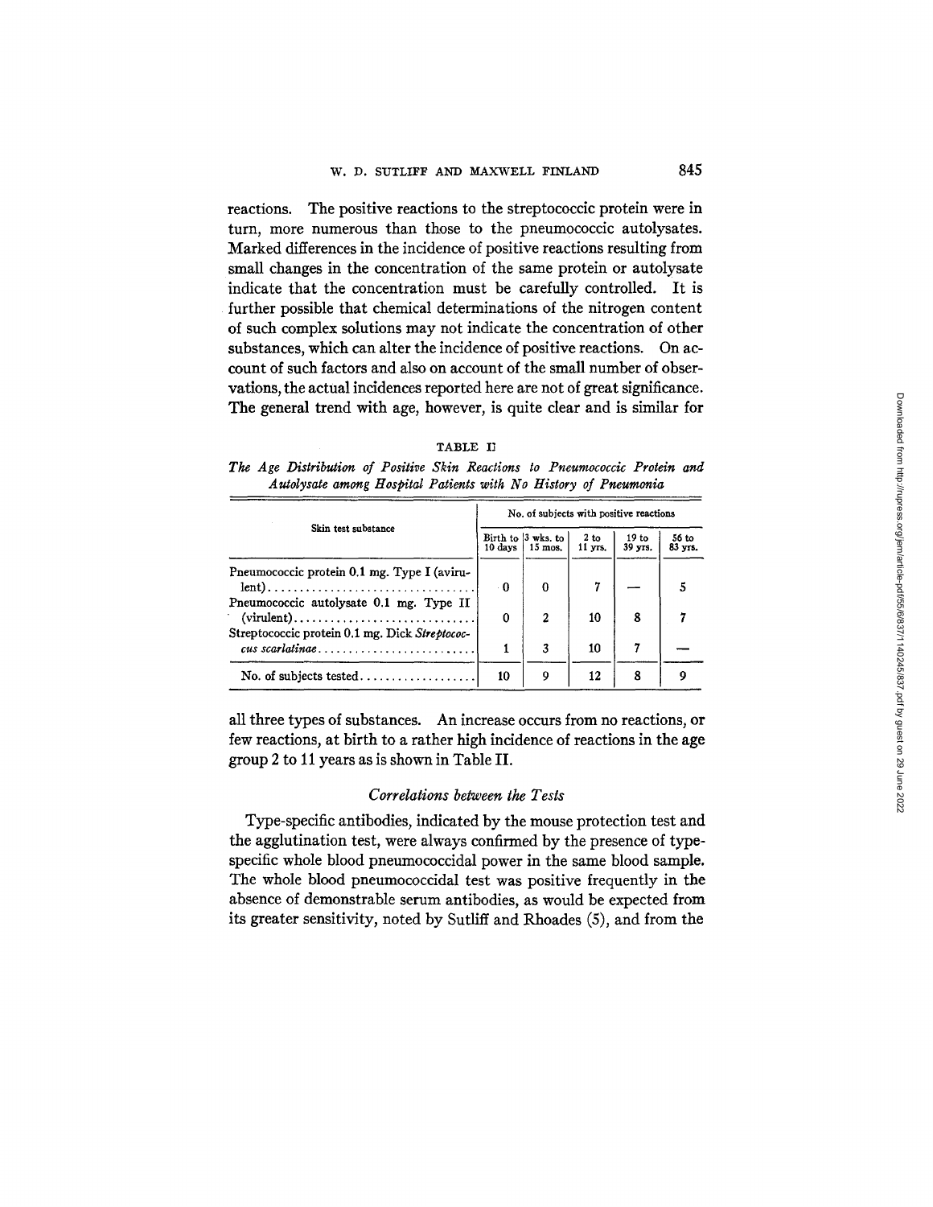reactions. The positive reactions to the streptococcic protein were in turn, more numerous than those to the pneumococcic autolysates. Marked differences in the incidence of positive reactions resulting from small changes in the concentration of the same protein or autolysate indicate that the concentration must be carefully controlled. It is further possible that chemical determinations of the nitrogen content of such complex solutions may not indicate the concentration of other substances, which can alter the incidence of positive reactions. On account of such factors and also on account of the small number of observations, the actual incidences reported here are not of great significance. The general trend with age, however, is quite clear and is similar for all three types of substances. An increase occurs from no reactions, or few reactions, at birth to a rather high incidence of reactions in the age group 2 to 11 years as is shown in Table II.

TABLE II

*The Age Distribution of Positive Skin Reactions to Pneumococcic Protein and Autolysate among Hospital Patients with No History of Pneumonia*

| Skin test substance | No. of subjects with positive reactions | | | | |
|---|---|---|---|---|---|
| | Birth to 10 days | 3 wks. to 15 mos. | 2 to 11 yrs. | 19 to 39 yrs. | 56 to 83 yrs. |
| Pneumococcic protein 0.1 mg. Type I (avirulent) | 0 | 0 | 7 | — | 5 |
| Pneumococcic autolysate 0.1 mg. Type II (virulent) | 0 | 2 | 10 | 8 | 7 |
| Streptococcic protein 0.1 mg. Dick *Streptococcus scarlatinae* | 1 | 3 | 10 | 7 | — |
| No. of subjects tested | 10 | 9 | 12 | 8 | 9 |

### *Correlations between the Tests*

Type-specific antibodies, indicated by the mouse protection test and the agglutination test, were always confirmed by the presence of type-specific whole blood pneumococcidal power in the same blood sample. The whole blood pneumococcidal test was positive frequently in the absence of demonstrable serum antibodies, as would be expected from its greater sensitivity, noted by Sutliff and Rhoades (5), and from the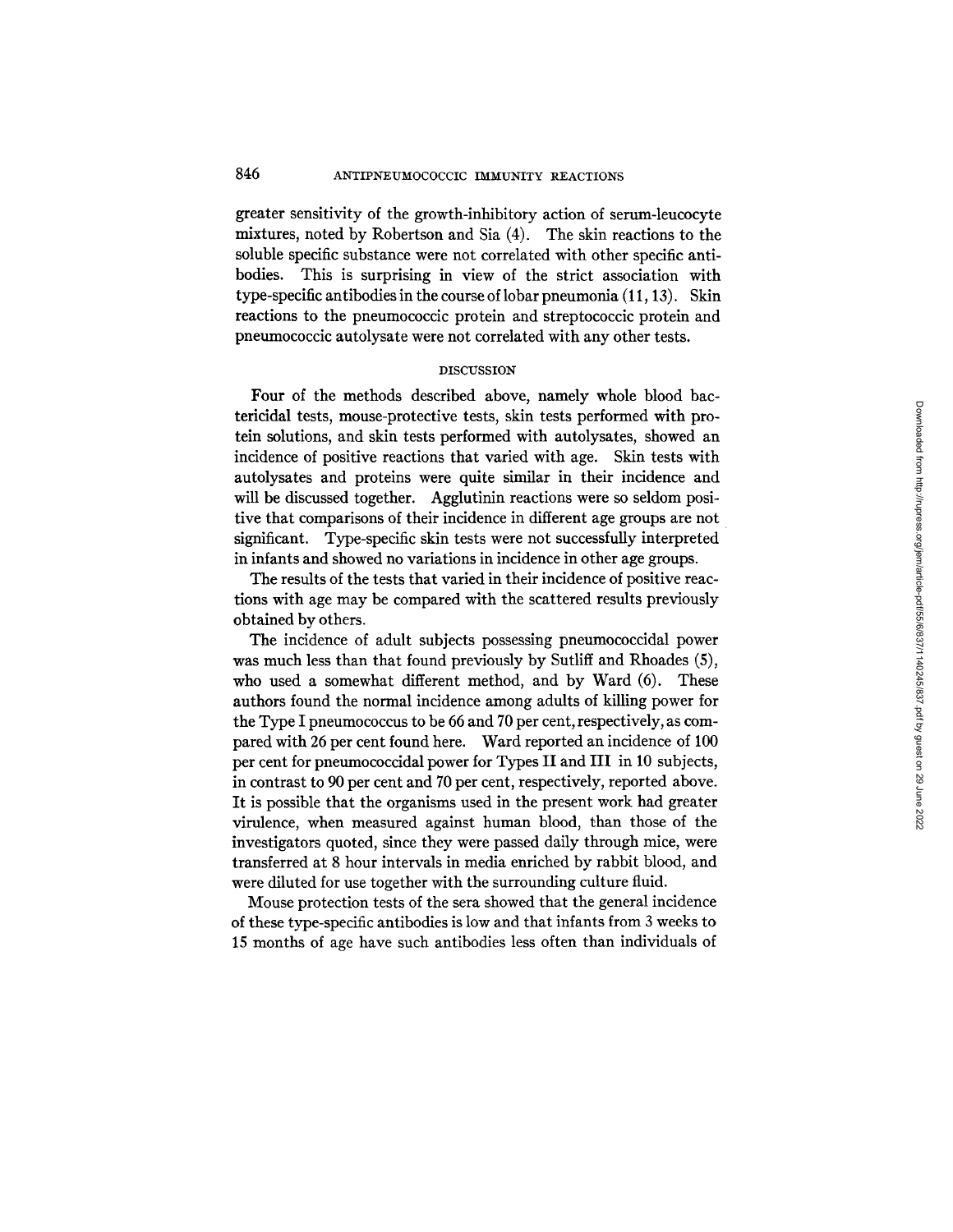greater sensitivity of the growth-inhibitory action of serum-leucocyte mixtures, noted by Robertson and Sia (4). The skin reactions to the soluble specific substance were not correlated with other specific antibodies. This is surprising in view of the strict association with type-specific antibodies in the course of lobar pneumonia (11, 13). Skin reactions to the pneumococcic protein and streptococcic protein and pneumococcic autolysate were not correlated with any other tests.

## DISCUSSION

Four of the methods described above, namely whole blood bactericidal tests, mouse-protective tests, skin tests performed with protein solutions, and skin tests performed with autolysates, showed an incidence of positive reactions that varied with age. Skin tests with autolysates and proteins were quite similar in their incidence and will be discussed together. Agglutinin reactions were so seldom positive that comparisons of their incidence in different age groups are not significant. Type-specific skin tests were not successfully interpreted in infants and showed no variations in incidence in other age groups.

The results of the tests that varied in their incidence of positive reactions with age may be compared with the scattered results previously obtained by others.

The incidence of adult subjects possessing pneumococcidal power was much less than that found previously by Sutliff and Rhoades (5), who used a somewhat different method, and by Ward (6). These authors found the normal incidence among adults of killing power for the Type I pneumococcus to be 66 and 70 per cent, respectively, as compared with 26 per cent found here. Ward reported an incidence of 100 per cent for pneumococcidal power for Types II and III in 10 subjects, in contrast to 90 per cent and 70 per cent, respectively, reported above. It is possible that the organisms used in the present work had greater virulence, when measured against human blood, than those of the investigators quoted, since they were passed daily through mice, were transferred at 8 hour intervals in media enriched by rabbit blood, and were diluted for use together with the surrounding culture fluid.

Mouse protection tests of the sera showed that the general incidence of these type-specific antibodies is low and that infants from 3 weeks to 15 months of age have such antibodies less often than individuals of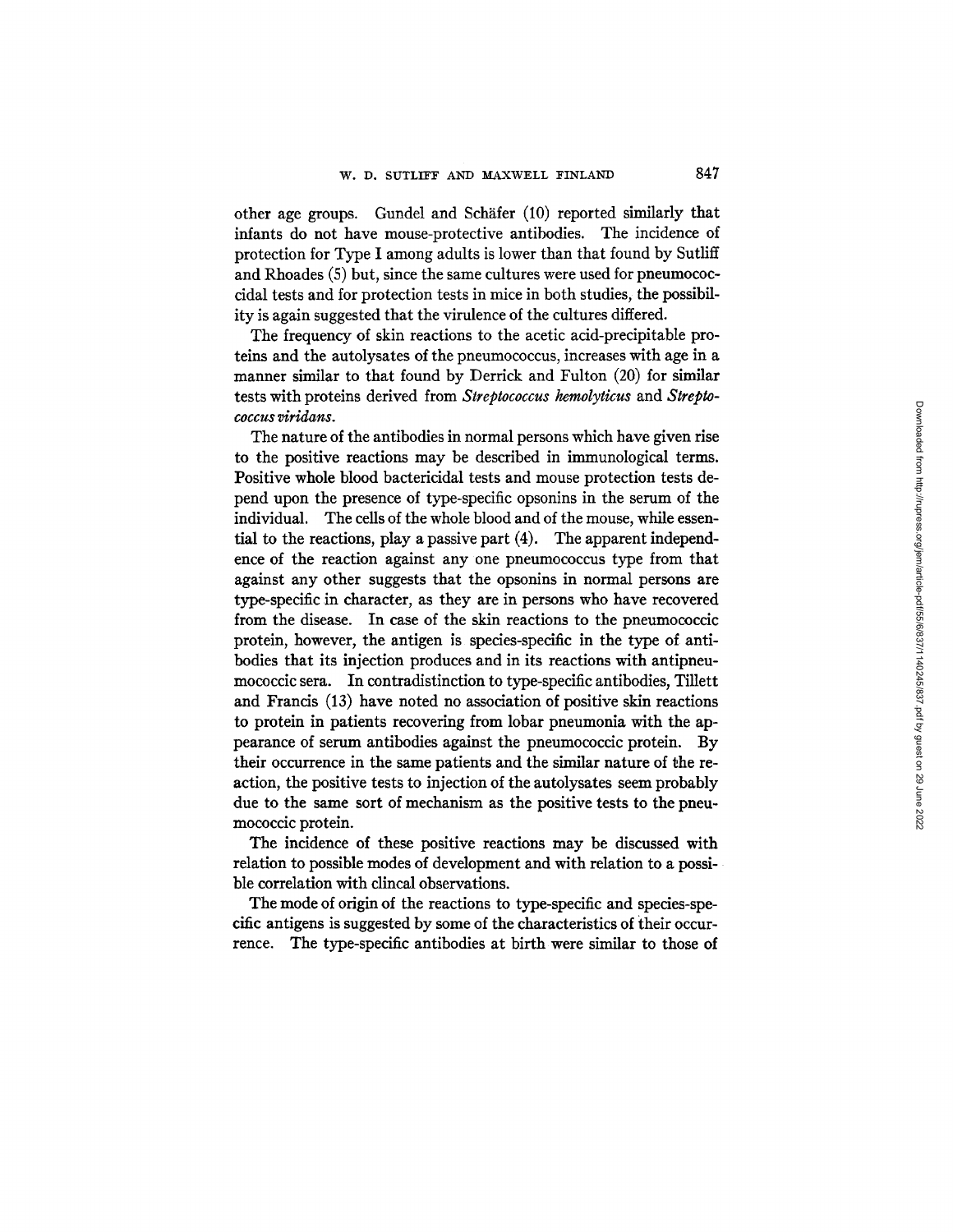other age groups. Gundel and Schäfer (10) reported similarly that infants do not have mouse-protective antibodies. The incidence of protection for Type I among adults is lower than that found by Sutliff and Rhoades (5) but, since the same cultures were used for pneumococcidal tests and for protection tests in mice in both studies, the possibility is again suggested that the virulence of the cultures differed.

The frequency of skin reactions to the acetic acid-precipitable proteins and the autolysates of the pneumococcus, increases with age in a manner similar to that found by Derrick and Fulton (20) for similar tests with proteins derived from *Streptococcus hemolyticus* and *Streptococcus viridans*.

The nature of the antibodies in normal persons which have given rise to the positive reactions may be described in immunological terms. Positive whole blood bactericidal tests and mouse protection tests depend upon the presence of type-specific opsonins in the serum of the individual. The cells of the whole blood and of the mouse, while essential to the reactions, play a passive part (4). The apparent independence of the reaction against any one pneumococcus type from that against any other suggests that the opsonins in normal persons are type-specific in character, as they are in persons who have recovered from the disease. In case of the skin reactions to the pneumococcic protein, however, the antigen is species-specific in the type of antibodies that its injection produces and in its reactions with antipneumococcic sera. In contradistinction to type-specific antibodies, Tillett and Francis (13) have noted no association of positive skin reactions to protein in patients recovering from lobar pneumonia with the appearance of serum antibodies against the pneumococcic protein. By their occurrence in the same patients and the similar nature of the reaction, the positive tests to injection of the autolysates seem probably due to the same sort of mechanism as the positive tests to the pneumococcic protein.

The incidence of these positive reactions may be discussed with relation to possible modes of development and with relation to a possible correlation with clincal observations.

The mode of origin of the reactions to type-specific and species-specific antigens is suggested by some of the characteristics of their occurrence. The type-specific antibodies at birth were similar to those of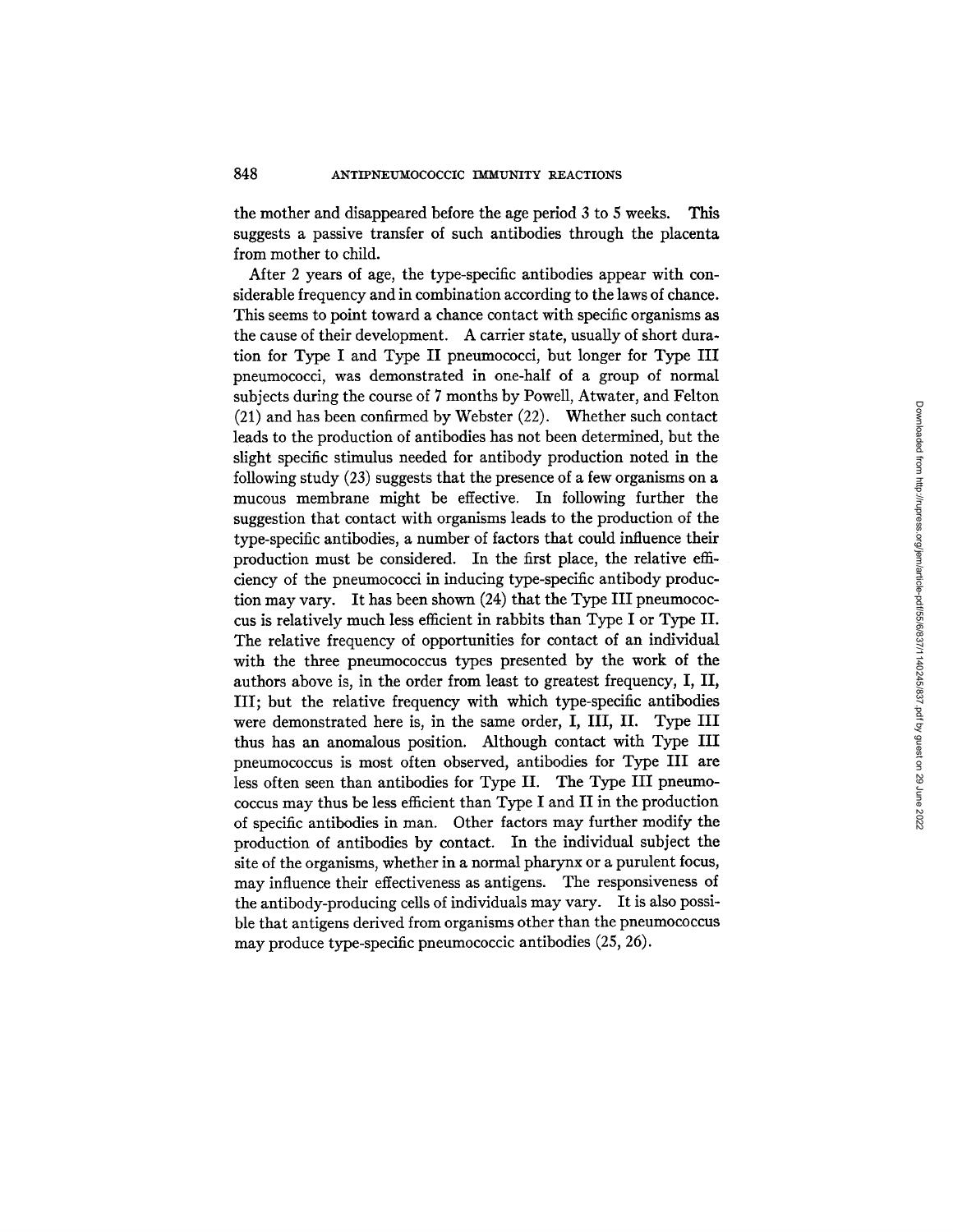the mother and disappeared before the age period 3 to 5 weeks. This suggests a passive transfer of such antibodies through the placenta from mother to child.

After 2 years of age, the type-specific antibodies appear with considerable frequency and in combination according to the laws of chance. This seems to point toward a chance contact with specific organisms as the cause of their development. A carrier state, usually of short duration for Type I and Type II pneumococci, but longer for Type III pneumococci, was demonstrated in one-half of a group of normal subjects during the course of 7 months by Powell, Atwater, and Felton (21) and has been confirmed by Webster (22). Whether such contact leads to the production of antibodies has not been determined, but the slight specific stimulus needed for antibody production noted in the following study (23) suggests that the presence of a few organisms on a mucous membrane might be effective. In following further the suggestion that contact with organisms leads to the production of the type-specific antibodies, a number of factors that could influence their production must be considered. In the first place, the relative efficiency of the pneumococci in inducing type-specific antibody production may vary. It has been shown (24) that the Type III pneumococcus is relatively much less efficient in rabbits than Type I or Type II. The relative frequency of opportunities for contact of an individual with the three pneumococcus types presented by the work of the authors above is, in the order from least to greatest frequency, I, II, III; but the relative frequency with which type-specific antibodies were demonstrated here is, in the same order, I, III, II. Type III thus has an anomalous position. Although contact with Type III pneumococcus is most often observed, antibodies for Type III are less often seen than antibodies for Type II. The Type III pneumococcus may thus be less efficient than Type I and II in the production of specific antibodies in man. Other factors may further modify the production of antibodies by contact. In the individual subject the site of the organisms, whether in a normal pharynx or a purulent focus, may influence their effectiveness as antigens. The responsiveness of the antibody-producing cells of individuals may vary. It is also possible that antigens derived from organisms other than the pneumococcus may produce type-specific pneumococcic antibodies (25, 26).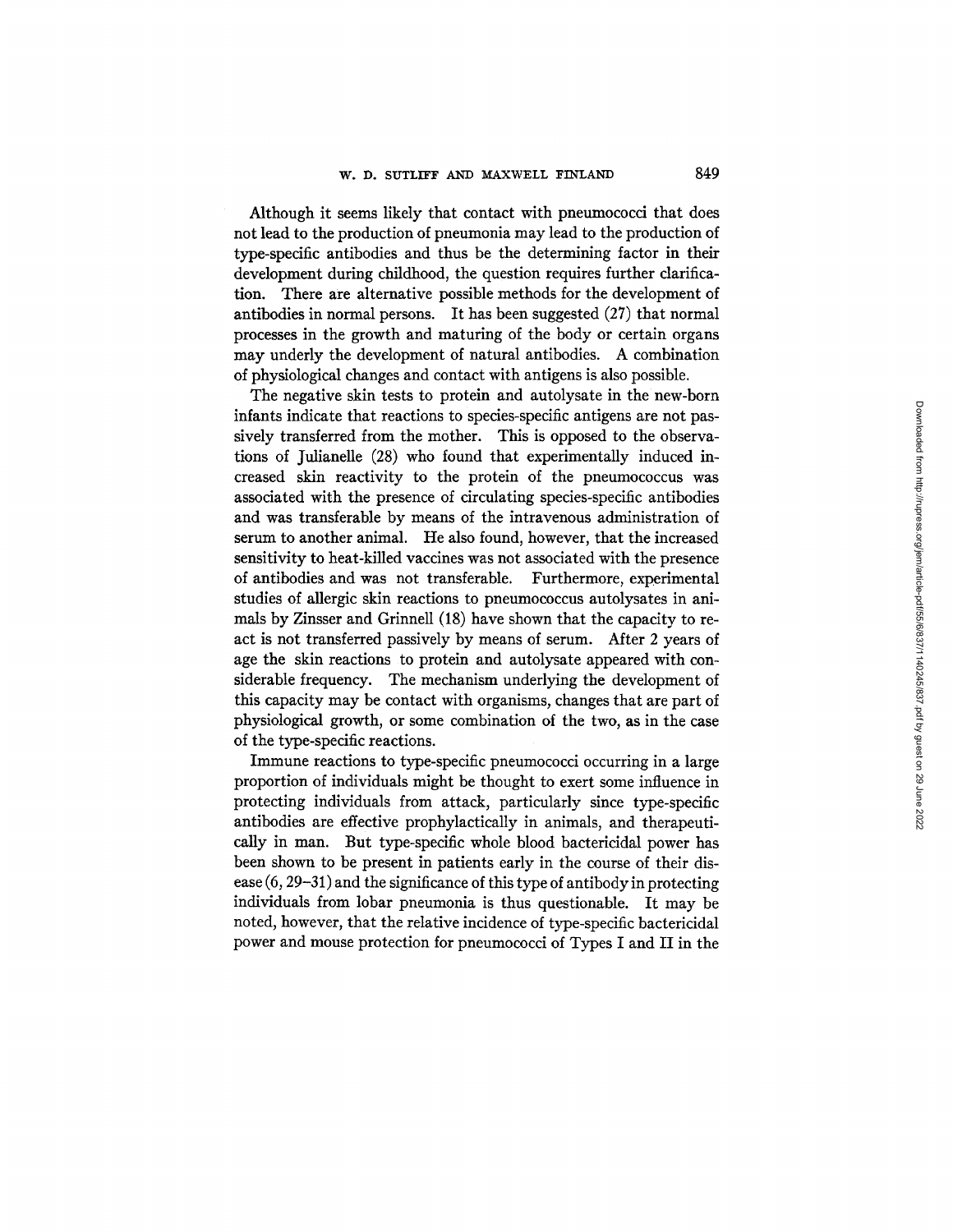Although it seems likely that contact with pneumococci that does not lead to the production of pneumonia may lead to the production of type-specific antibodies and thus be the determining factor in their development during childhood, the question requires further clarification. There are alternative possible methods for the development of antibodies in normal persons. It has been suggested (27) that normal processes in the growth and maturing of the body or certain organs may underly the development of natural antibodies. A combination of physiological changes and contact with antigens is also possible.

The negative skin tests to protein and autolysate in the new-born infants indicate that reactions to species-specific antigens are not passively transferred from the mother. This is opposed to the observations of Julianelle (28) who found that experimentally induced increased skin reactivity to the protein of the pneumococcus was associated with the presence of circulating species-specific antibodies and was transferable by means of the intravenous administration of serum to another animal. He also found, however, that the increased sensitivity to heat-killed vaccines was not associated with the presence of antibodies and was not transferable. Furthermore, experimental studies of allergic skin reactions to pneumococcus autolysates in animals by Zinsser and Grinnell (18) have shown that the capacity to react is not transferred passively by means of serum. After 2 years of age the skin reactions to protein and autolysate appeared with considerable frequency. The mechanism underlying the development of this capacity may be contact with organisms, changes that are part of physiological growth, or some combination of the two, as in the case of the type-specific reactions.

Immune reactions to type-specific pneumococci occurring in a large proportion of individuals might be thought to exert some influence in protecting individuals from attack, particularly since type-specific antibodies are effective prophylactically in animals, and therapeutically in man. But type-specific whole blood bactericidal power has been shown to be present in patients early in the course of their disease (6, 29–31) and the significance of this type of antibody in protecting individuals from lobar pneumonia is thus questionable. It may be noted, however, that the relative incidence of type-specific bactericidal power and mouse protection for pneumococci of Types I and II in the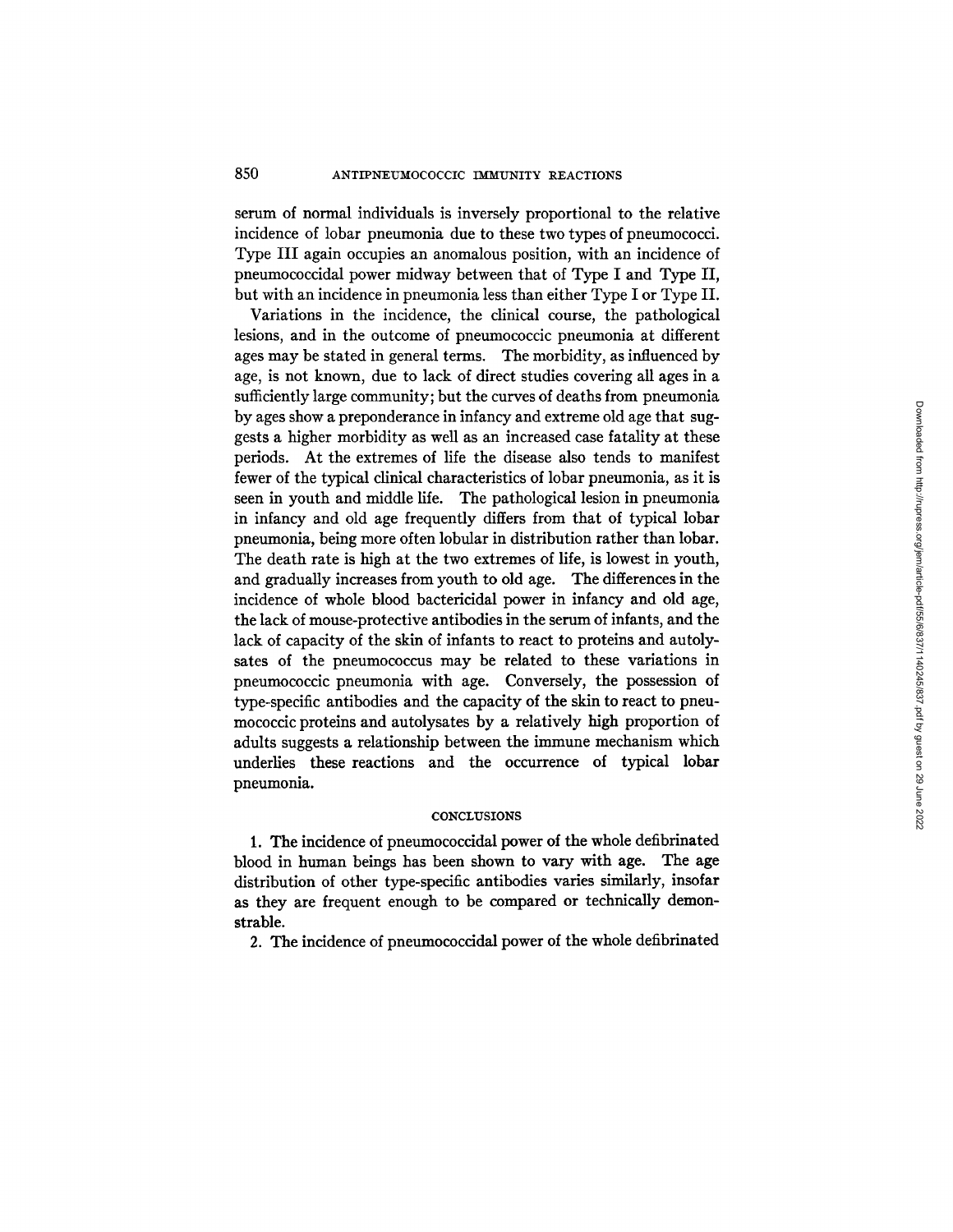serum of normal individuals is inversely proportional to the relative incidence of lobar pneumonia due to these two types of pneumococci. Type III again occupies an anomalous position, with an incidence of pneumococcidal power midway between that of Type I and Type II, but with an incidence in pneumonia less than either Type I or Type II.

Variations in the incidence, the clinical course, the pathological lesions, and in the outcome of pneumococcic pneumonia at different ages may be stated in general terms. The morbidity, as influenced by age, is not known, due to lack of direct studies covering all ages in a sufficiently large community; but the curves of deaths from pneumonia by ages show a preponderance in infancy and extreme old age that suggests a higher morbidity as well as an increased case fatality at these periods. At the extremes of life the disease also tends to manifest fewer of the typical clinical characteristics of lobar pneumonia, as it is seen in youth and middle life. The pathological lesion in pneumonia in infancy and old age frequently differs from that of typical lobar pneumonia, being more often lobular in distribution rather than lobar. The death rate is high at the two extremes of life, is lowest in youth, and gradually increases from youth to old age. The differences in the incidence of whole blood bactericidal power in infancy and old age, the lack of mouse-protective antibodies in the serum of infants, and the lack of capacity of the skin of infants to react to proteins and autolysates of the pneumococcus may be related to these variations in pneumococcic pneumonia with age. Conversely, the possession of type-specific antibodies and the capacity of the skin to react to pneumococcic proteins and autolysates by a relatively high proportion of adults suggests a relationship between the immune mechanism which underlies these reactions and the occurrence of typical lobar pneumonia.

## CONCLUSIONS

1. The incidence of pneumococcidal power of the whole defibrinated blood in human beings has been shown to vary with age. The age distribution of other type-specific antibodies varies similarly, insofar as they are frequent enough to be compared or technically demonstrable.

2. The incidence of pneumococcidal power of the whole defibrinated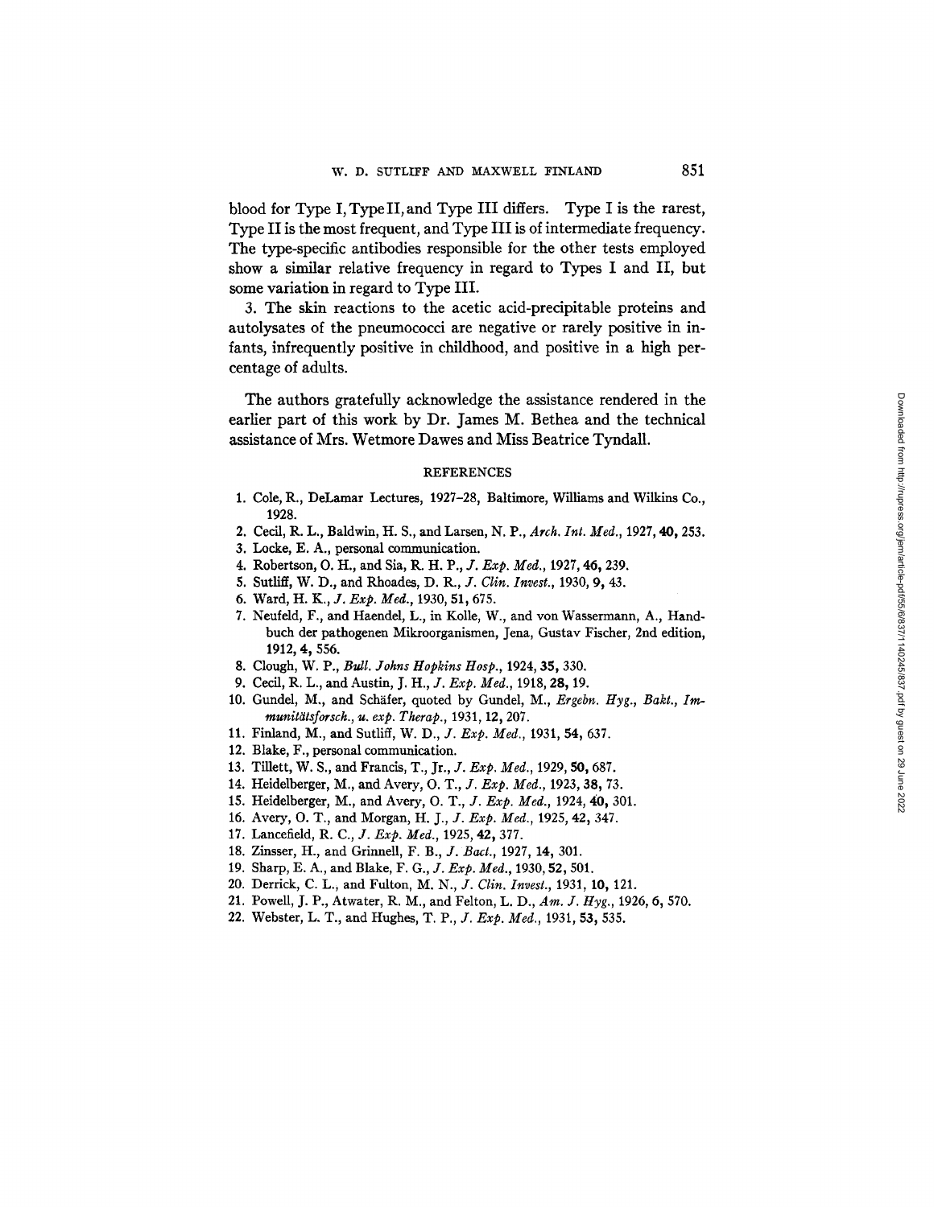blood for Type I, Type II, and Type III differs. Type I is the rarest, Type II is the most frequent, and Type III is of intermediate frequency. The type-specific antibodies responsible for the other tests employed show a similar relative frequency in regard to Types I and II, but some variation in regard to Type III.

3. The skin reactions to the acetic acid-precipitable proteins and autolysates of the pneumococci are negative or rarely positive in infants, infrequently positive in childhood, and positive in a high percentage of adults.

The authors gratefully acknowledge the assistance rendered in the earlier part of this work by Dr. James M. Bethea and the technical assistance of Mrs. Wetmore Dawes and Miss Beatrice Tyndall.

## REFERENCES

1. Cole, R., DeLamar Lectures, 1927–28, Baltimore, Williams and Wilkins Co., 1928.
2. Cecil, R. L., Baldwin, H. S., and Larsen, N. P., *Arch. Int. Med.*, 1927, **40**, 253.
3. Locke, E. A., personal communication.
4. Robertson, O. H., and Sia, R. H. P., *J. Exp. Med.*, 1927, **46**, 239.
5. Sutliff, W. D., and Rhoades, D. R., *J. Clin. Invest.*, 1930, **9**, 43.
6. Ward, H. K., *J. Exp. Med.*, 1930, **51**, 675.
7. Neufeld, F., and Haendel, L., in Kolle, W., and von Wassermann, A., Handbuch der pathogenen Mikroorganismen, Jena, Gustav Fischer, 2nd edition, 1912, **4**, 556.
8. Clough, W. P., *Bull. Johns Hopkins Hosp.*, 1924, **35**, 330.
9. Cecil, R. L., and Austin, J. H., *J. Exp. Med.*, 1918, **28**, 19.
10. Gundel, M., and Schäfer, quoted by Gundel, M., *Ergebn. Hyg., Bakt., Immunitätsforsch., u. exp. Therap.*, 1931, **12**, 207.
11. Finland, M., and Sutliff, W. D., *J. Exp. Med.*, 1931, **54**, 637.
12. Blake, F., personal communication.
13. Tillett, W. S., and Francis, T., Jr., *J. Exp. Med.*, 1929, **50**, 687.
14. Heidelberger, M., and Avery, O. T., *J. Exp. Med.*, 1923, **38**, 73.
15. Heidelberger, M., and Avery, O. T., *J. Exp. Med.*, 1924, **40**, 301.
16. Avery, O. T., and Morgan, H. J., *J. Exp. Med.*, 1925, **42**, 347.
17. Lancefield, R. C., *J. Exp. Med.*, 1925, **42**, 377.
18. Zinsser, H., and Grinnell, F. B., *J. Bact.*, 1927, **14**, 301.
19. Sharp, E. A., and Blake, F. G., *J. Exp. Med.*, 1930, **52**, 501.
20. Derrick, C. L., and Fulton, M. N., *J. Clin. Invest.*, 1931, **10**, 121.
21. Powell, J. P., Atwater, R. M., and Felton, L. D., *Am. J. Hyg.*, 1926, **6**, 570.
22. Webster, L. T., and Hughes, T. P., *J. Exp. Med.*, 1931, **53**, 535.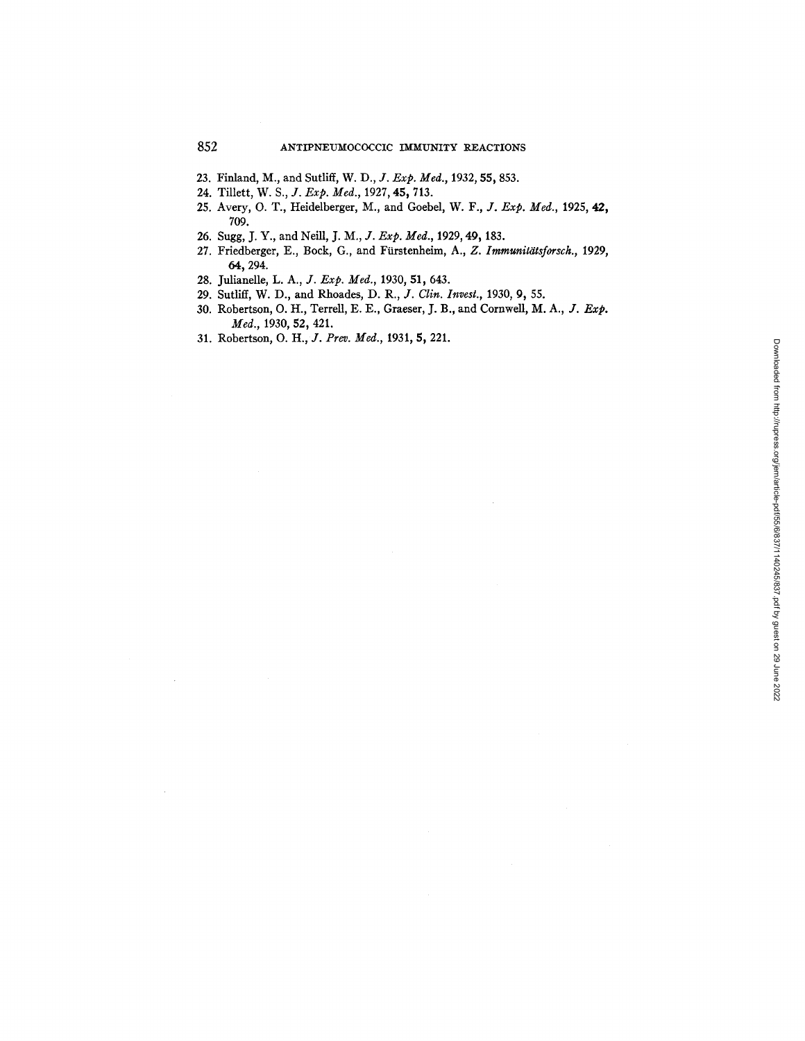23. Finland, M., and Sutliff, W. D., *J. Exp. Med.*, 1932, **55**, 853.
24. Tillett, W. S., *J. Exp. Med.*, 1927, **45**, 713.
25. Avery, O. T., Heidelberger, M., and Goebel, W. F., *J. Exp. Med.*, 1925, **42**, 709.
26. Sugg, J. Y., and Neill, J. M., *J. Exp. Med.*, 1929, **49**, 183.
27. Friedberger, E., Bock, G., and Fürstenheim, A., *Z. Immunitätsforsch.*, 1929, **64**, 294.
28. Julianelle, L. A., *J. Exp. Med.*, 1930, **51**, 643.
29. Sutliff, W. D., and Rhoades, D. R., *J. Clin. Invest.*, 1930, **9**, 55.
30. Robertson, O. H., Terrell, E. E., Graeser, J. B., and Cornwell, M. A., *J. Exp. Med.*, 1930, **52**, 421.
31. Robertson, O. H., *J. Prev. Med.*, 1931, **5**, 221.